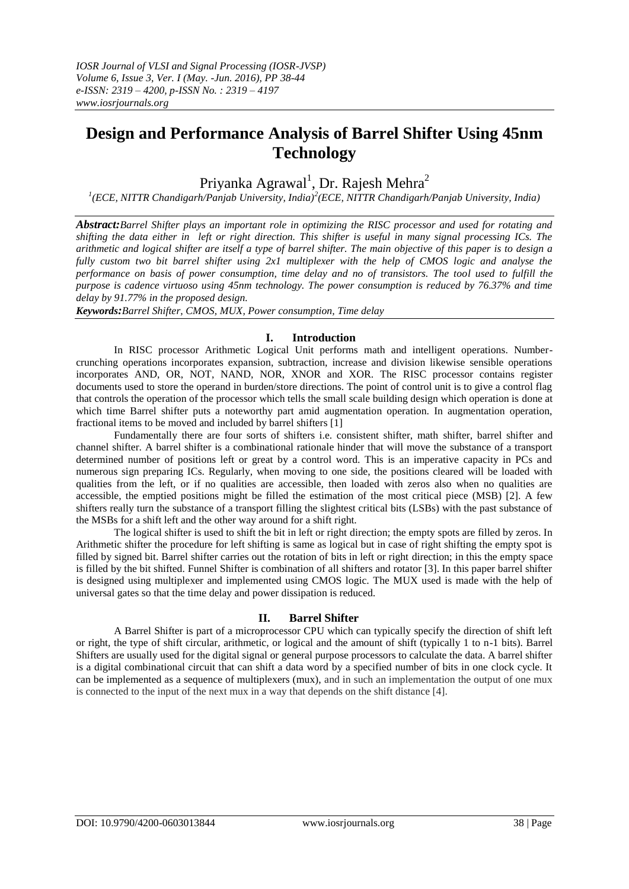# Design and Performance Analysis of Barrel Shifter Using 45nm Technology

Priyanka Agrawal[1], Dr. Rajesh Mehra[2]

[1](ECE, NITTR Chandigarh/Panjab University, India)[2](ECE, NITTR Chandigarh/Panjab University, India)

***Abstract:****Barrel Shifter plays an important role in optimizing the RISC processor and used for rotating and shifting the data either in left or right direction. This shifter is useful in many signal processing ICs. The arithmetic and logical shifter are itself a type of barrel shifter. The main objective of this paper is to design a fully custom two bit barrel shifter using 2x1 multiplexer with the help of CMOS logic and analyse the performance on basis of power consumption, time delay and no of transistors. The tool used to fulfill the purpose is cadence virtuoso using 45nm technology. The power consumption is reduced by 76.37% and time delay by 91.77% in the proposed design.*

***Keywords:****Barrel Shifter, CMOS, MUX, Power consumption, Time delay*

## I. Introduction

In RISC processor Arithmetic Logical Unit performs math and intelligent operations. Number-crunching operations incorporates expansion, subtraction, increase and division likewise sensible operations incorporates AND, OR, NOT, NAND, NOR, XNOR and XOR. The RISC processor contains register documents used to store the operand in burden/store directions. The point of control unit is to give a control flag that controls the operation of the processor which tells the small scale building design which operation is done at which time Barrel shifter puts a noteworthy part amid augmentation operation. In augmentation operation, fractional items to be moved and included by barrel shifters [1]

Fundamentally there are four sorts of shifters i.e. consistent shifter, math shifter, barrel shifter and channel shifter. A barrel shifter is a combinational rationale hinder that will move the substance of a transport determined number of positions left or great by a control word. This is an imperative capacity in PCs and numerous sign preparing ICs. Regularly, when moving to one side, the positions cleared will be loaded with qualities from the left, or if no qualities are accessible, then loaded with zeros also when no qualities are accessible, the emptied positions might be filled the estimation of the most critical piece (MSB) [2]. A few shifters really turn the substance of a transport filling the slightest critical bits (LSBs) with the past substance of the MSBs for a shift left and the other way around for a shift right.

The logical shifter is used to shift the bit in left or right direction; the empty spots are filled by zeros. In Arithmetic shifter the procedure for left shifting is same as logical but in case of right shifting the empty spot is filled by signed bit. Barrel shifter carries out the rotation of bits in left or right direction; in this the empty space is filled by the bit shifted. Funnel Shifter is combination of all shifters and rotator [3]. In this paper barrel shifter is designed using multiplexer and implemented using CMOS logic. The MUX used is made with the help of universal gates so that the time delay and power dissipation is reduced.

## II. Barrel Shifter

A Barrel Shifter is part of a microprocessor CPU which can typically specify the direction of shift left or right, the type of shift circular, arithmetic, or logical and the amount of shift (typically 1 to n-1 bits). Barrel Shifters are usually used for the digital signal or general purpose processors to calculate the data. A barrel shifter is a digital combinational circuit that can shift a data word by a specified number of bits in one clock cycle. It can be implemented as a sequence of multiplexers (mux), and in such an implementation the output of one mux is connected to the input of the next mux in a way that depends on the shift distance [4].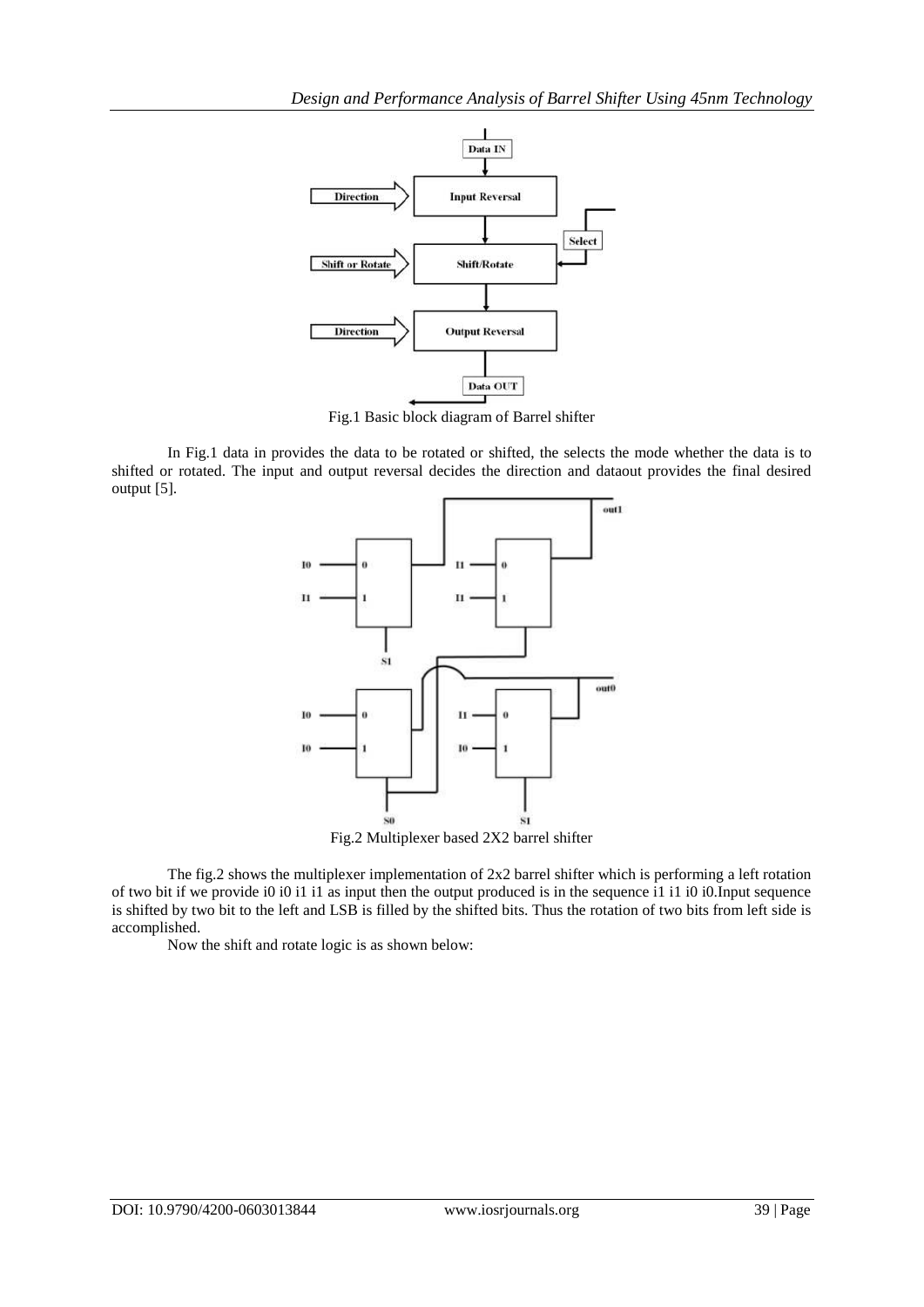Fig.1 Basic block diagram of Barrel shifter

In Fig.1 data in provides the data to be rotated or shifted, the selects the mode whether the data is to shifted or rotated. The input and output reversal decides the direction and dataout provides the final desired output [5].

Fig.2 Multiplexer based 2X2 barrel shifter

The fig.2 shows the multiplexer implementation of 2x2 barrel shifter which is performing a left rotation of two bit if we provide i0 i0 i1 i1 as input then the output produced is in the sequence i1 i1 i0 i0.Input sequence is shifted by two bit to the left and LSB is filled by the shifted bits. Thus the rotation of two bits from left side is accomplished.

Now the shift and rotate logic is as shown below: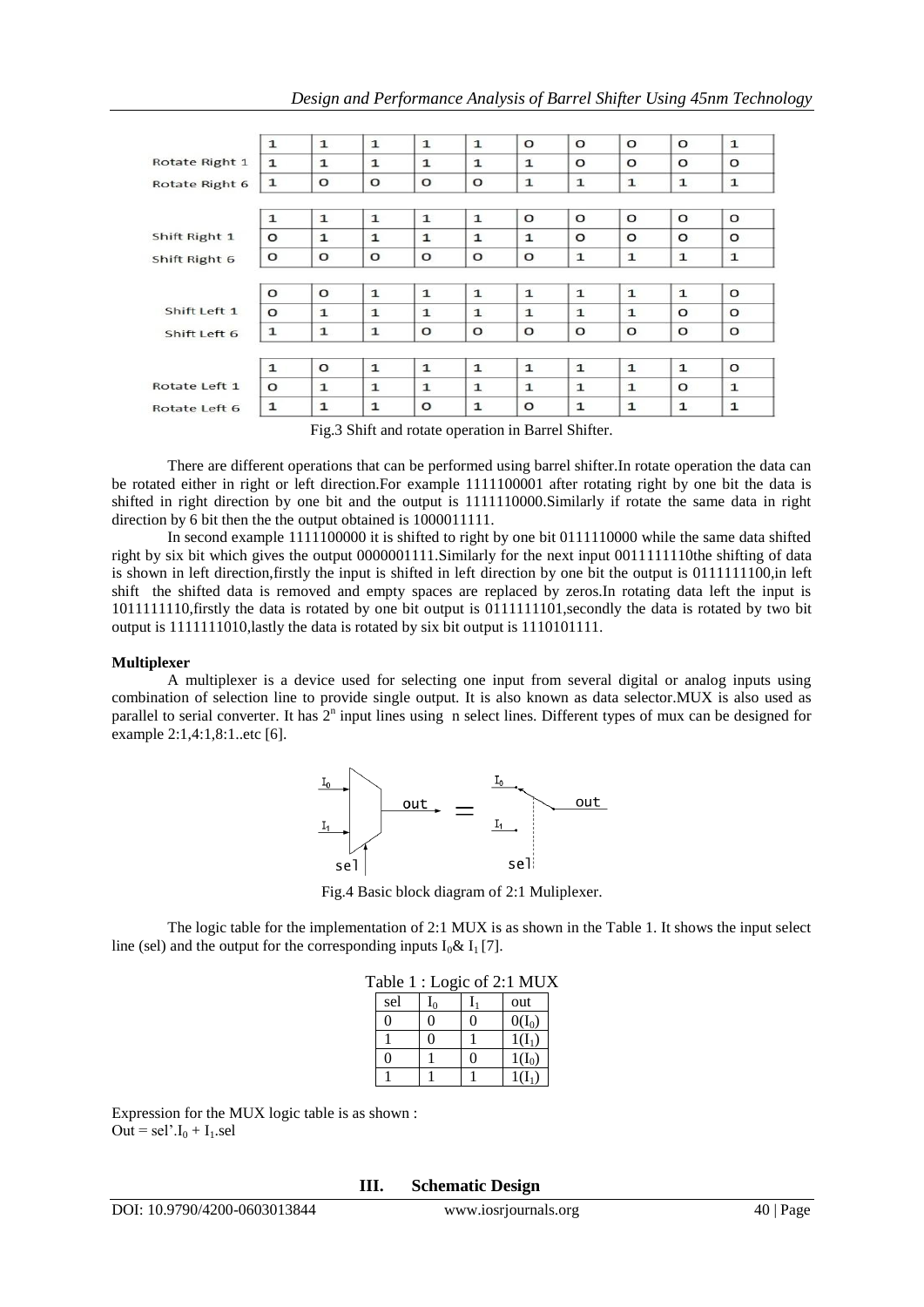|  | | | | | | | | | | |
|---|---|---|---|---|---|---|---|---|---|---|
|  | 1 | 1 | 1 | 1 | 1 | 0 | 0 | 0 | 0 | 1 |
| Rotate Right 1 | 1 | 1 | 1 | 1 | 1 | 1 | 0 | 0 | 0 | 0 |
| Rotate Right 6 | 1 | 0 | 0 | 0 | 0 | 1 | 1 | 1 | 1 | 1 |

|  | | | | | | | | | | |
|---|---|---|---|---|---|---|---|---|---|---|
|  | 1 | 1 | 1 | 1 | 1 | 0 | 0 | 0 | 0 | 0 |
| Shift Right 1 | 0 | 1 | 1 | 1 | 1 | 1 | 0 | 0 | 0 | 0 |
| Shift Right 6 | 0 | 0 | 0 | 0 | 0 | 0 | 1 | 1 | 1 | 1 |

|  | | | | | | | | | | |
|---|---|---|---|---|---|---|---|---|---|---|
|  | 0 | 0 | 1 | 1 | 1 | 1 | 1 | 1 | 1 | 0 |
| Shift Left 1 | 0 | 1 | 1 | 1 | 1 | 1 | 1 | 1 | 0 | 0 |
| Shift Left 6 | 1 | 1 | 1 | 0 | 0 | 0 | 0 | 0 | 0 | 0 |

|  | | | | | | | | | | |
|---|---|---|---|---|---|---|---|---|---|---|
|  | 1 | 0 | 1 | 1 | 1 | 1 | 1 | 1 | 1 | 0 |
| Rotate Left 1 | 0 | 1 | 1 | 1 | 1 | 1 | 1 | 1 | 0 | 1 |
| Rotate Left 6 | 1 | 1 | 1 | 0 | 1 | 0 | 1 | 1 | 1 | 1 |

Fig.3 Shift and rotate operation in Barrel Shifter.

There are different operations that can be performed using barrel shifter.In rotate operation the data can be rotated either in right or left direction.For example 1111100001 after rotating right by one bit the data is shifted in right direction by one bit and the output is 1111110000.Similarly if rotate the same data in right direction by 6 bit then the the output obtained is 1000011111.

In second example 1111100000 it is shifted to right by one bit 0111110000 while the same data shifted right by six bit which gives the output 0000001111.Similarly for the next input 0011111110the shifting of data is shown in left direction,firstly the input is shifted in left direction by one bit the output is 0111111100,in left shift the shifted data is removed and empty spaces are replaced by zeros.In rotating data left the input is 1011111110,firstly the data is rotated by one bit output is 0111111101,secondly the data is rotated by two bit output is 1111111010,lastly the data is rotated by six bit output is 1110101111.

**Multiplexer**

A multiplexer is a device used for selecting one input from several digital or analog inputs using combination of selection line to provide single output. It is also known as data selector.MUX is also used as parallel to serial converter. It has $2^n$ input lines using n select lines. Different types of mux can be designed for example 2:1,4:1,8:1..etc [6].

Fig.4 Basic block diagram of 2:1 Muliplexer.

The logic table for the implementation of 2:1 MUX is as shown in the Table 1. It shows the input select line (sel) and the output for the corresponding inputs $I_0$& $I_1$ [7].

Table 1 : Logic of 2:1 MUX

| sel | $I_0$ | $I_1$ | out |
|---|---|---|---|
| 0 | 0 | 0 | $0(I_0)$ |
| 1 | 0 | 1 | $1(I_1)$ |
| 0 | 1 | 0 | $1(I_0)$ |
| 1 | 1 | 1 | $1(I_1)$ |

Expression for the MUX logic table is as shown :
$Out = sel'.I_0 + I_1.sel$

## III. Schematic Design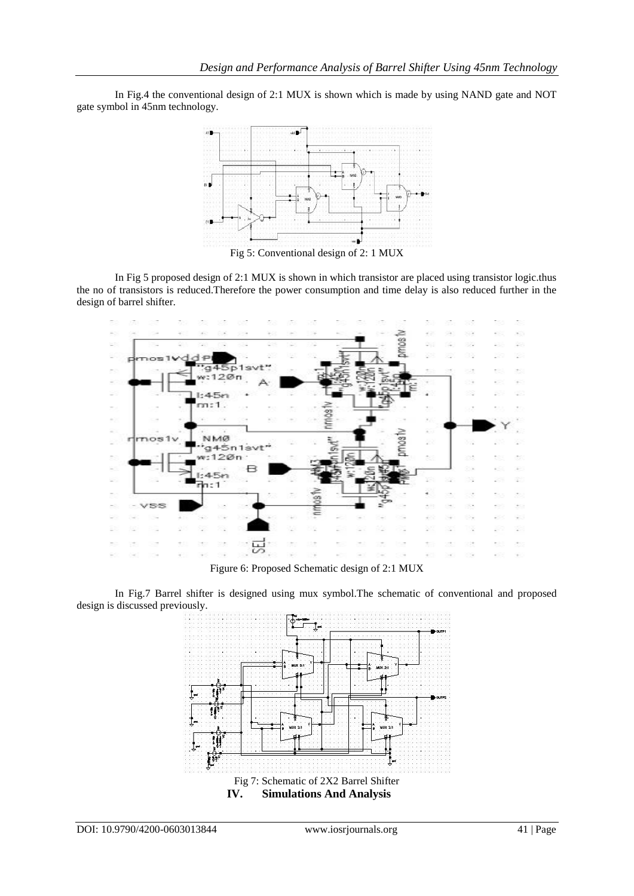In Fig.4 the conventional design of 2:1 MUX is shown which is made by using NAND gate and NOT gate symbol in 45nm technology.

Fig 5: Conventional design of 2: 1 MUX

In Fig 5 proposed design of 2:1 MUX is shown in which transistor are placed using transistor logic.thus the no of transistors is reduced.Therefore the power consumption and time delay is also reduced further in the design of barrel shifter.

Figure 6: Proposed Schematic design of 2:1 MUX

In Fig.7 Barrel shifter is designed using mux symbol.The schematic of conventional and proposed design is discussed previously.

Fig 7: Schematic of 2X2 Barrel Shifter

## IV. Simulations And Analysis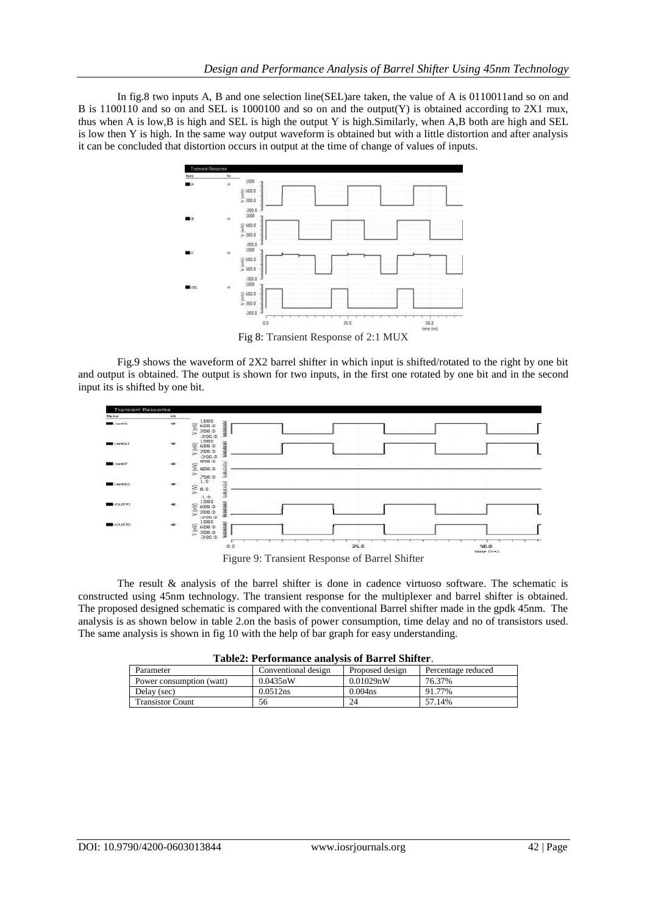In fig.8 two inputs A, B and one selection line(SEL)are taken, the value of A is 0110011and so on and B is 1100110 and so on and SEL is 1000100 and so on and the output(Y) is obtained according to 2X1 mux, thus when A is low,B is high and SEL is high the output Y is high.Similarly, when A,B both are high and SEL is low then Y is high. In the same way output waveform is obtained but with a little distortion and after analysis it can be concluded that distortion occurs in output at the time of change of values of inputs.

Fig 8: Transient Response of 2:1 MUX

Fig.9 shows the waveform of 2X2 barrel shifter in which input is shifted/rotated to the right by one bit and output is obtained. The output is shown for two inputs, in the first one rotated by one bit and in the second input its is shifted by one bit.

Figure 9: Transient Response of Barrel Shifter

The result & analysis of the barrel shifter is done in cadence virtuoso software. The schematic is constructed using 45nm technology. The transient response for the multiplexer and barrel shifter is obtained. The proposed designed schematic is compared with the conventional Barrel shifter made in the gpdk 45nm. The analysis is as shown below in table 2.on the basis of power consumption, time delay and no of transistors used. The same analysis is shown in fig 10 with the help of bar graph for easy understanding.

**Table2: Performance analysis of Barrel Shifter**.

| Parameter | Conventional design | Proposed design | Percentage reduced |
|---|---|---|---|
| Power consumption (watt) | 0.0435nW | 0.01029nW | 76.37% |
| Delay (sec) | 0.0512ns | 0.004ns | 91.77% |
| Transistor Count | 56 | 24 | 57.14% |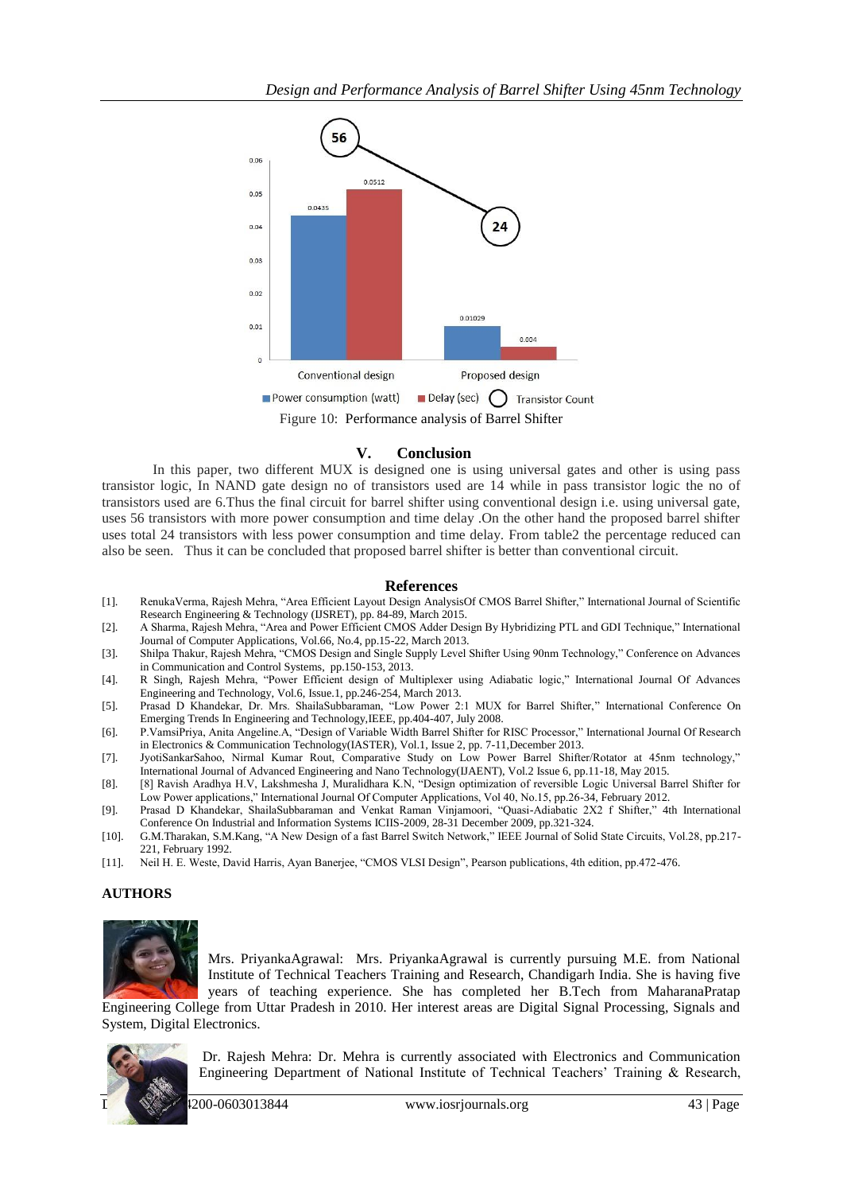Figure 10: Performance analysis of Barrel Shifter

## V. Conclusion

In this paper, two different MUX is designed one is using universal gates and other is using pass transistor logic, In NAND gate design no of transistors used are 14 while in pass transistor logic the no of transistors used are 6.Thus the final circuit for barrel shifter using conventional design i.e. using universal gate, uses 56 transistors with more power consumption and time delay .On the other hand the proposed barrel shifter uses total 24 transistors with less power consumption and time delay. From table2 the percentage reduced can also be seen. Thus it can be concluded that proposed barrel shifter is better than conventional circuit.

## References

[1]. RenukaVerma, Rajesh Mehra, "Area Efficient Layout Design AnalysisOf CMOS Barrel Shifter," International Journal of Scientific Research Engineering & Technology (IJSRET), pp. 84-89, March 2015.

[2]. A Sharma, Rajesh Mehra, "Area and Power Efficient CMOS Adder Design By Hybridizing PTL and GDI Technique," International Journal of Computer Applications, Vol.66, No.4, pp.15-22, March 2013.

[3]. Shilpa Thakur, Rajesh Mehra, "CMOS Design and Single Supply Level Shifter Using 90nm Technology," Conference on Advances in Communication and Control Systems, pp.150-153, 2013.

[4]. R Singh, Rajesh Mehra, "Power Efficient design of Multiplexer using Adiabatic logic," International Journal Of Advances Engineering and Technology, Vol.6, Issue.1, pp.246-254, March 2013.

[5]. Prasad D Khandekar, Dr. Mrs. ShailaSubbaraman, "Low Power 2:1 MUX for Barrel Shifter," International Conference On Emerging Trends In Engineering and Technology,IEEE, pp.404-407, July 2008.

[6]. P.VamsiPriya, Anita Angeline.A, "Design of Variable Width Barrel Shifter for RISC Processor," International Journal Of Research in Electronics & Communication Technology(IASTER), Vol.1, Issue 2, pp. 7-11,December 2013.

[7]. JyotiSankarSahoo, Nirmal Kumar Rout, Comparative Study on Low Power Barrel Shifter/Rotator at 45nm technology," International Journal of Advanced Engineering and Nano Technology(IJAENT), Vol.2 Issue 6, pp.11-18, May 2015.

[8]. [8] Ravish Aradhya H.V, Lakshmesha J, Muralidhara K.N, "Design optimization of reversible Logic Universal Barrel Shifter for Low Power applications," International Journal Of Computer Applications, Vol 40, No.15, pp.26-34, February 2012.

[9]. Prasad D Khandekar, ShailaSubbaraman and Venkat Raman Vinjamoori, "Quasi-Adiabatic 2X2 f Shifter," 4th International Conference On Industrial and Information Systems ICIIS-2009, 28-31 December 2009, pp.321-324.

[10]. G.M.Tharakan, S.M.Kang, "A New Design of a fast Barrel Switch Network," IEEE Journal of Solid State Circuits, Vol.28, pp.217-221, February 1992.

[11]. Neil H. E. Weste, David Harris, Ayan Banerjee, "CMOS VLSI Design", Pearson publications, 4th edition, pp.472-476.

## AUTHORS

Mrs. PriyankaAgrawal: Mrs. PriyankaAgrawal is currently pursuing M.E. from National Institute of Technical Teachers Training and Research, Chandigarh India. She is having five years of teaching experience. She has completed her B.Tech from MaharanaPratap Engineering College from Uttar Pradesh in 2010. Her interest areas are Digital Signal Processing, Signals and System, Digital Electronics.

Dr. Rajesh Mehra: Dr. Mehra is currently associated with Electronics and Communication Engineering Department of National Institute of Technical Teachers' Training & Research,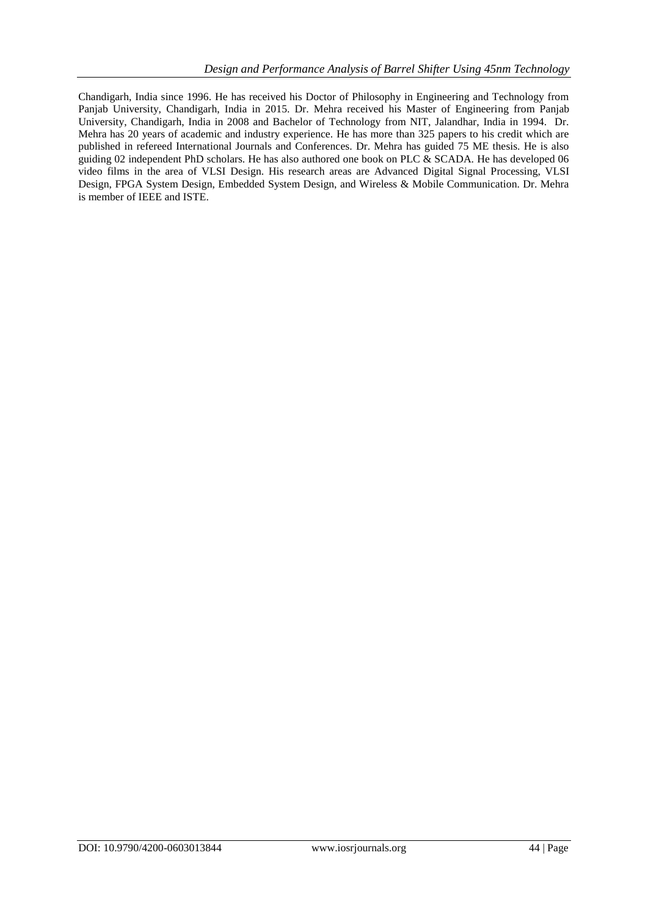Chandigarh, India since 1996. He has received his Doctor of Philosophy in Engineering and Technology from Panjab University, Chandigarh, India in 2015. Dr. Mehra received his Master of Engineering from Panjab University, Chandigarh, India in 2008 and Bachelor of Technology from NIT, Jalandhar, India in 1994. Dr. Mehra has 20 years of academic and industry experience. He has more than 325 papers to his credit which are published in refereed International Journals and Conferences. Dr. Mehra has guided 75 ME thesis. He is also guiding 02 independent PhD scholars. He has also authored one book on PLC & SCADA. He has developed 06 video films in the area of VLSI Design. His research areas are Advanced Digital Signal Processing, VLSI Design, FPGA System Design, Embedded System Design, and Wireless & Mobile Communication. Dr. Mehra is member of IEEE and ISTE.